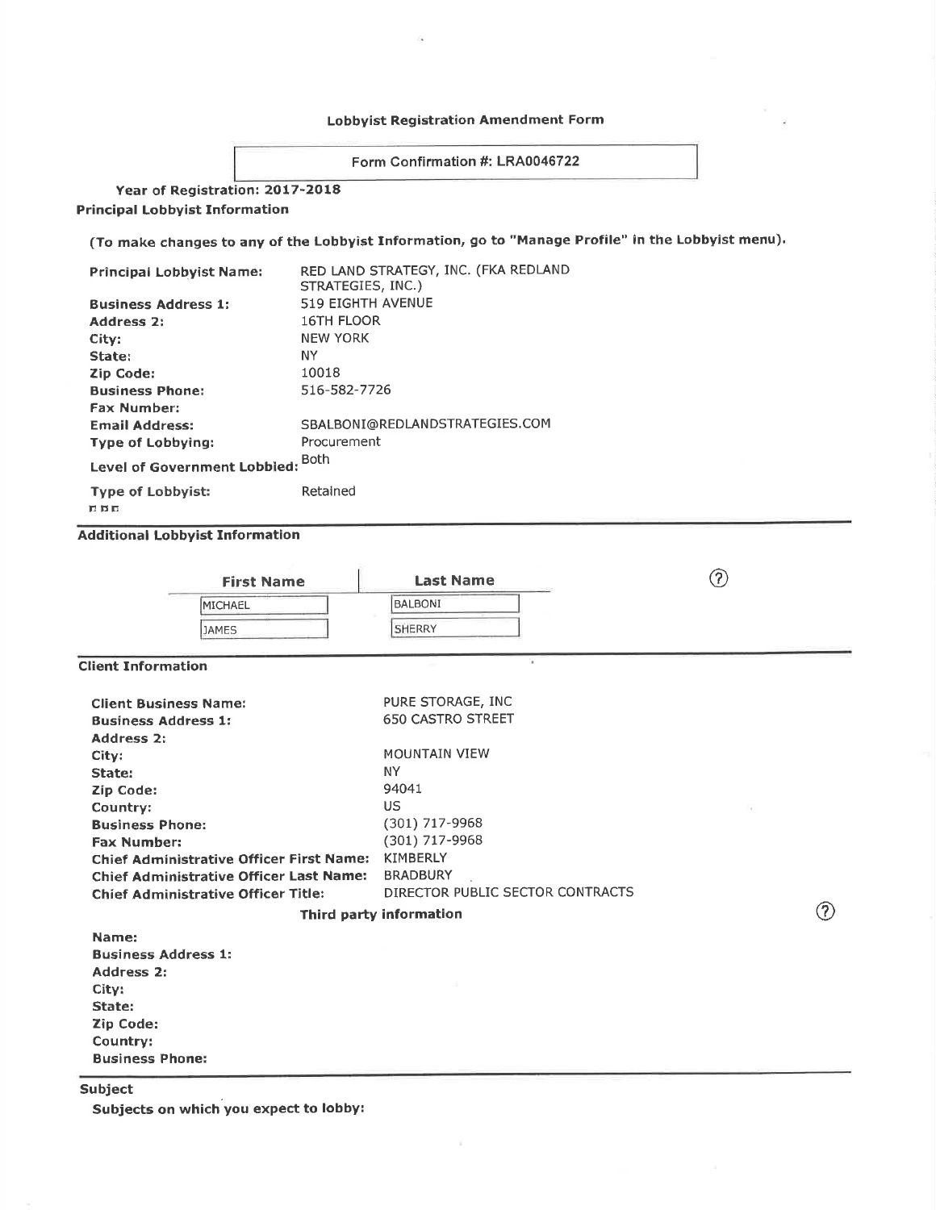# Lobbyist Registration Amendment Form

Form Confirmation #: LRA0046722

**Year of Registration: 2017-2018**

## Principal Lobbyist Information

**(To make changes to any of the Lobbyist Information, go to "Manage Profile" in the Lobbyist menu).**

| | |
|---|---|
| **Principal Lobbyist Name:** | RED LAND STRATEGY, INC. (FKA REDLAND STRATEGIES, INC.) |
| **Business Address 1:** | 519 EIGHTH AVENUE |
| **Address 2:** | 16TH FLOOR |
| **City:** | NEW YORK |
| **State:** | NY |
| **Zip Code:** | 10018 |
| **Business Phone:** | 516-582-7726 |
| **Fax Number:** | |
| **Email Address:** | SBALBONI@REDLANDSTRATEGIES.COM |
| **Type of Lobbying:** | Procurement |
| **Level of Government Lobbied:** | Both |
| **Type of Lobbyist:** | Retained |

## Additional Lobbyist Information

| First Name | Last Name |
|---|---|
| MICHAEL | BALBONI |
| JAMES | SHERRY |

## Client Information

| | |
|---|---|
| **Client Business Name:** | PURE STORAGE, INC |
| **Business Address 1:** | 650 CASTRO STREET |
| **Address 2:** | |
| **City:** | MOUNTAIN VIEW |
| **State:** | NY |
| **Zip Code:** | 94041 |
| **Country:** | US |
| **Business Phone:** | (301) 717-9968 |
| **Fax Number:** | (301) 717-9968 |
| **Chief Administrative Officer First Name:** | KIMBERLY |
| **Chief Administrative Officer Last Name:** | BRADBURY |
| **Chief Administrative Officer Title:** | DIRECTOR PUBLIC SECTOR CONTRACTS |

### Third party information

**Name:**

**Business Address 1:**

**Address 2:**

**City:**

**State:**

**Zip Code:**

**Country:**

**Business Phone:**

## Subject

**Subjects on which you expect to lobby:**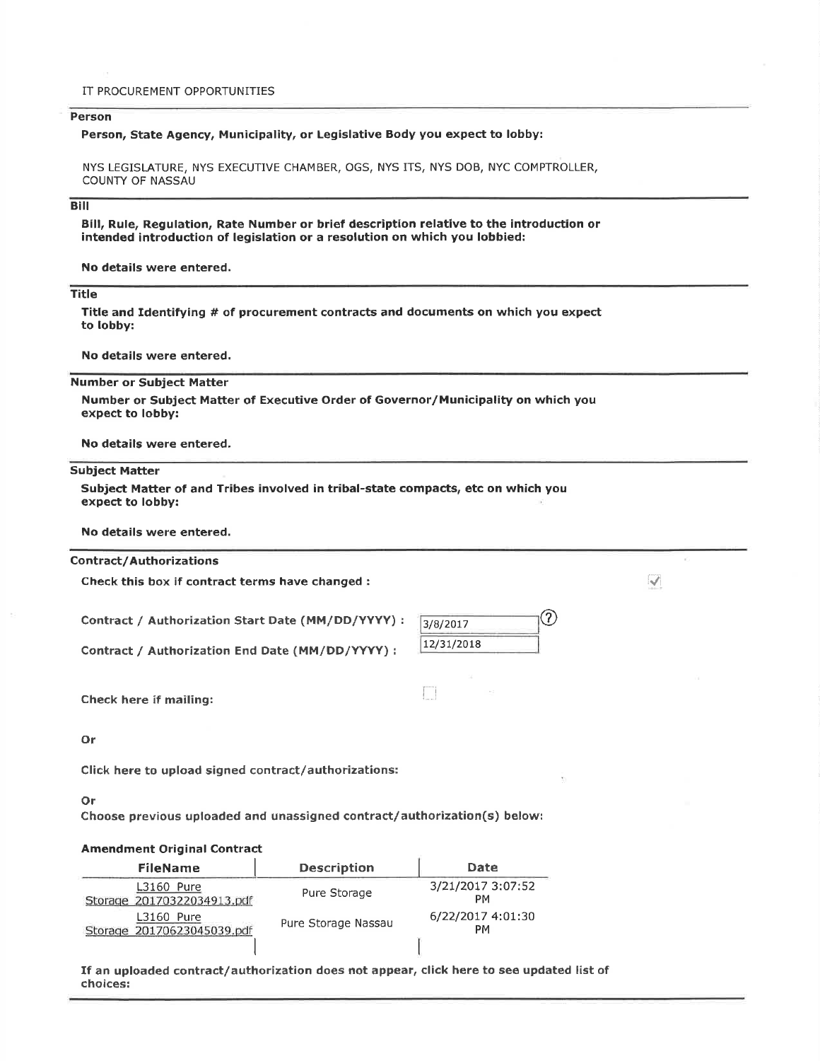IT PROCUREMENT OPPORTUNITIES

## Person

**Person, State Agency, Municipality, or Legislative Body you expect to lobby:**

NYS LEGISLATURE, NYS EXECUTIVE CHAMBER, OGS, NYS ITS, NYS DOB, NYC COMPTROLLER, COUNTY OF NASSAU

## Bill

**Bill, Rule, Regulation, Rate Number or brief description relative to the introduction or intended introduction of legislation or a resolution on which you lobbied:**

**No details were entered.**

## Title

**Title and Identifying # of procurement contracts and documents on which you expect to lobby:**

**No details were entered.**

## Number or Subject Matter

**Number or Subject Matter of Executive Order of Governor/Municipality on which you expect to lobby:**

**No details were entered.**

## Subject Matter

**Subject Matter of and Tribes involved in tribal-state compacts, etc on which you expect to lobby:**

**No details were entered.**

## Contract/Authorizations

**Check this box if contract terms have changed :** ☑

**Contract / Authorization Start Date (MM/DD/YYYY) :** 3/8/2017

**Contract / Authorization End Date (MM/DD/YYYY) :** 12/31/2018

**Check here if mailing:** ☐

**Or**

**Click here to upload signed contract/authorizations:**

**Or**

**Choose previous uploaded and unassigned contract/authorization(s) below:**

**Amendment Original Contract**

| FileName | Description | Date |
|---|---|---|
| L3160 Pure Storage 20170322034913.pdf | Pure Storage | 3/21/2017 3:07:52 PM |
| L3160 Pure Storage 20170623045039.pdf | Pure Storage Nassau | 6/22/2017 4:01:30 PM |

**If an uploaded contract/authorization does not appear, click here to see updated list of choices:**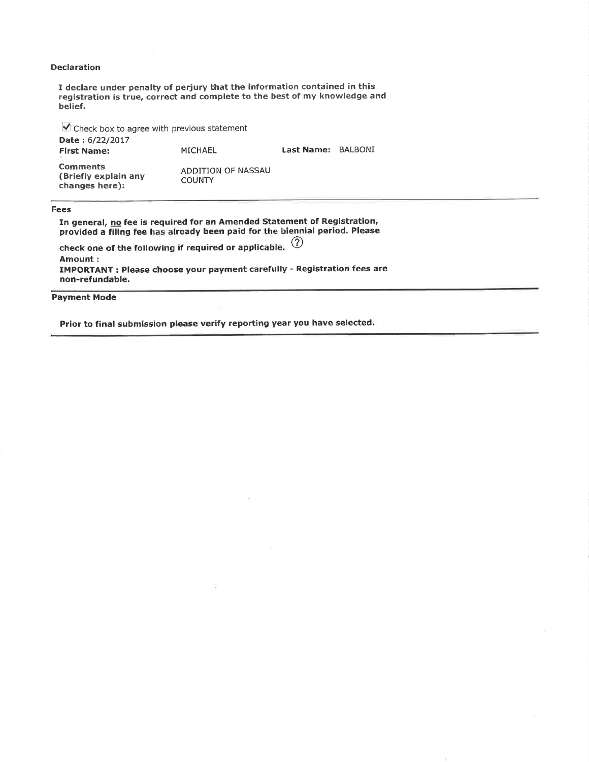**Declaration**

**I declare under penalty of perjury that the information contained in this registration is true, correct and complete to the best of my knowledge and belief.**

☑ Check box to agree with previous statement

**Date :** 6/22/2017

| | | | |
|---|---|---|---|
| **First Name:** | MICHAEL | **Last Name:** | BALBONI |
| **Comments (Briefly explain any changes here):** | ADDITION OF NASSAU COUNTY | | |

**Fees**

**In general, no fee is required for an Amended Statement of Registration, provided a filing fee has already been paid for the biennial period. Please check one of the following if required or applicable.** ⑦

**Amount :**

**IMPORTANT : Please choose your payment carefully - Registration fees are non-refundable.**

**Payment Mode**

**Prior to final submission please verify reporting year you have selected.**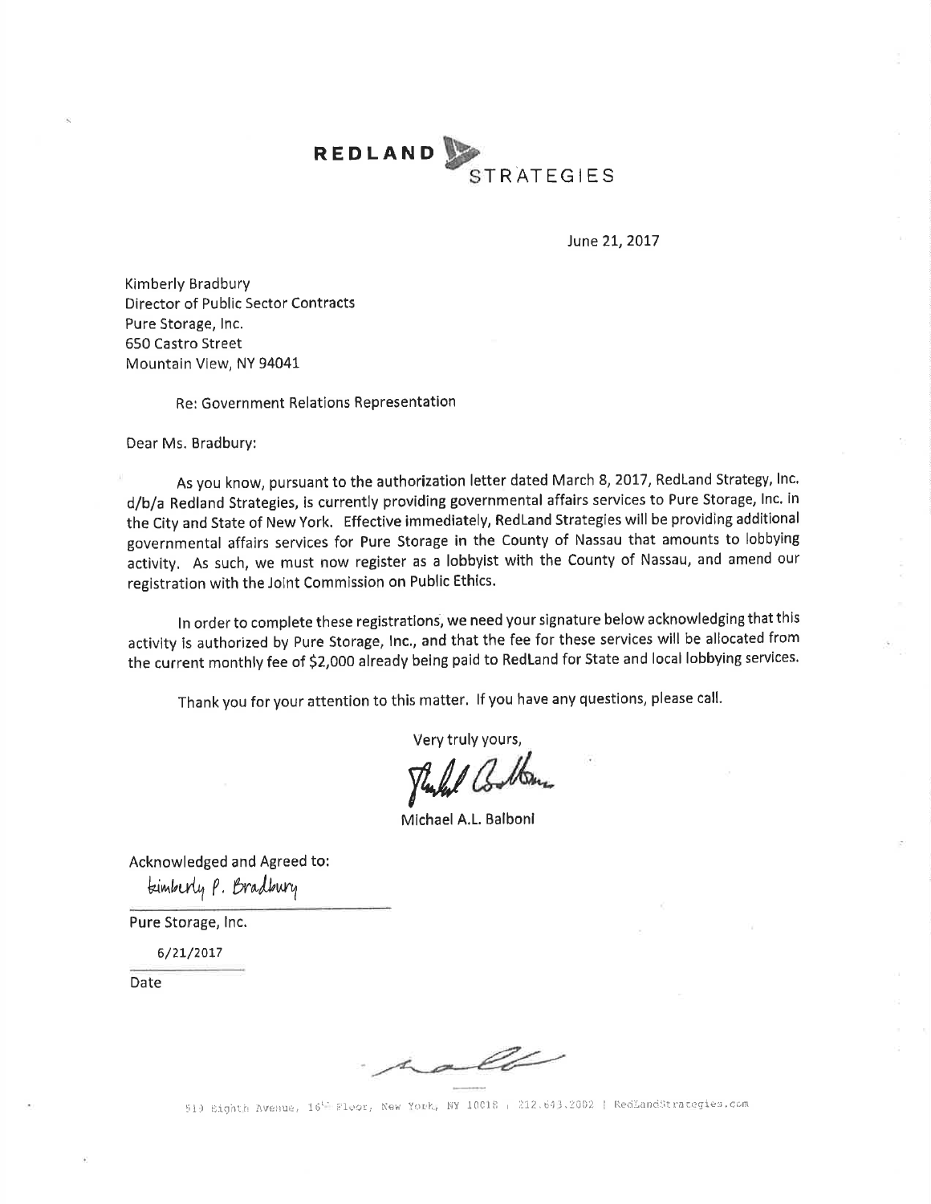# REDLAND STRATEGIES

June 21, 2017

Kimberly Bradbury
Director of Public Sector Contracts
Pure Storage, Inc.
650 Castro Street
Mountain View, NY 94041

Re: Government Relations Representation

Dear Ms. Bradbury:

As you know, pursuant to the authorization letter dated March 8, 2017, RedLand Strategy, Inc. d/b/a Redland Strategies, is currently providing governmental affairs services to Pure Storage, Inc. in the City and State of New York. Effective immediately, RedLand Strategies will be providing additional governmental affairs services for Pure Storage in the County of Nassau that amounts to lobbying activity. As such, we must now register as a lobbyist with the County of Nassau, and amend our registration with the Joint Commission on Public Ethics.

In order to complete these registrations, we need your signature below acknowledging that this activity is authorized by Pure Storage, Inc., and that the fee for these services will be allocated from the current monthly fee of $2,000 already being paid to RedLand for State and local lobbying services.

Thank you for your attention to this matter. If you have any questions, please call.

Very truly yours,

Michael A.L. Balboni

Acknowledged and Agreed to:

Kimberly P. Bradbury

Pure Storage, Inc.

6/21/2017

Date

510 Eighth Avenue, 16th Floor, New York, NY 10018 | 212.643.2002 | RedLandStrategies.com